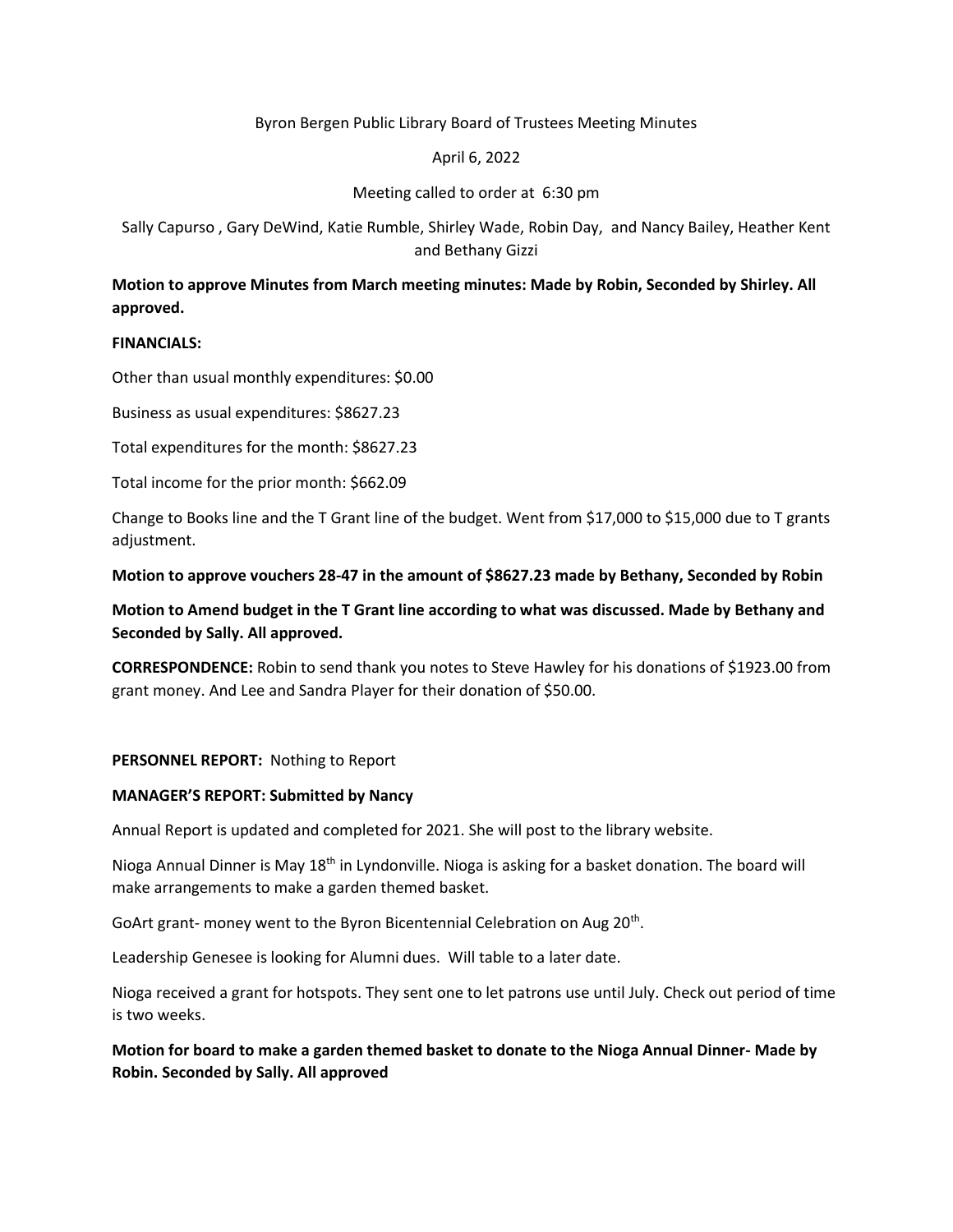Byron Bergen Public Library Board of Trustees Meeting Minutes

April 6, 2022

Meeting called to order at 6:30 pm

Sally Capurso , Gary DeWind, Katie Rumble, Shirley Wade, Robin Day, and Nancy Bailey, Heather Kent and Bethany Gizzi

**Motion to approve Minutes from March meeting minutes: Made by Robin, Seconded by Shirley. All approved.**

**FINANCIALS:**

Other than usual monthly expenditures: $0.00

Business as usual expenditures: $8627.23

Total expenditures for the month: $8627.23

Total income for the prior month: $662.09

Change to Books line and the T Grant line of the budget. Went from $17,000 to $15,000 due to T grants adjustment.

**Motion to approve vouchers 28-47 in the amount of $8627.23 made by Bethany, Seconded by Robin**

**Motion to Amend budget in the T Grant line according to what was discussed. Made by Bethany and Seconded by Sally. All approved.**

**CORRESPONDENCE:** Robin to send thank you notes to Steve Hawley for his donations of $1923.00 from grant money. And Lee and Sandra Player for their donation of $50.00.

**PERSONNEL REPORT:** Nothing to Report

**MANAGER'S REPORT: Submitted by Nancy**

Annual Report is updated and completed for 2021. She will post to the library website.

Nioga Annual Dinner is May 18th in Lyndonville. Nioga is asking for a basket donation. The board will make arrangements to make a garden themed basket.

GoArt grant- money went to the Byron Bicentennial Celebration on Aug 20th.

Leadership Genesee is looking for Alumni dues. Will table to a later date.

Nioga received a grant for hotspots. They sent one to let patrons use until July. Check out period of time is two weeks.

**Motion for board to make a garden themed basket to donate to the Nioga Annual Dinner- Made by Robin. Seconded by Sally. All approved**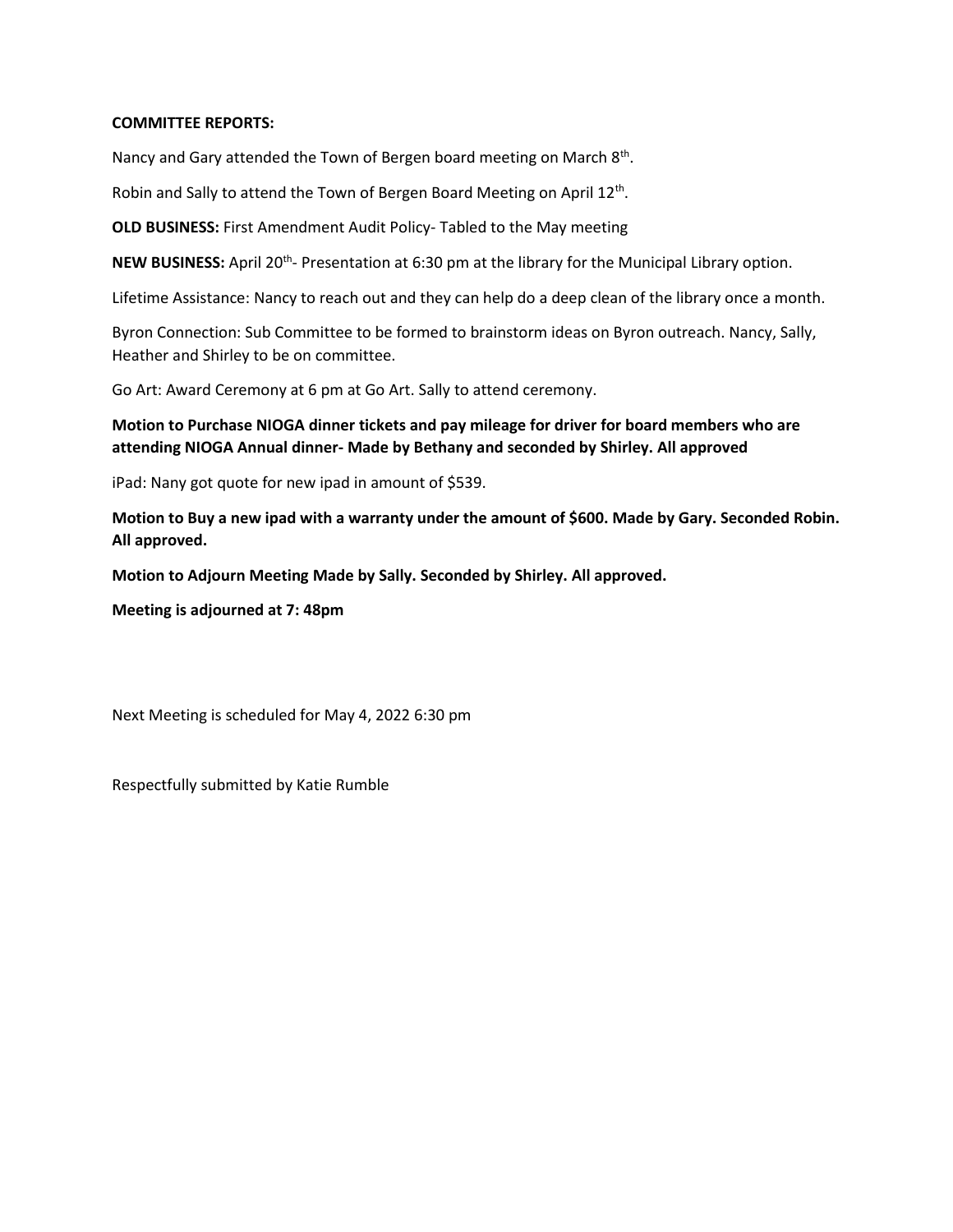**COMMITTEE REPORTS:**

Nancy and Gary attended the Town of Bergen board meeting on March 8th.

Robin and Sally to attend the Town of Bergen Board Meeting on April 12th.

**OLD BUSINESS:** First Amendment Audit Policy- Tabled to the May meeting

**NEW BUSINESS:** April 20th- Presentation at 6:30 pm at the library for the Municipal Library option.

Lifetime Assistance: Nancy to reach out and they can help do a deep clean of the library once a month.

Byron Connection: Sub Committee to be formed to brainstorm ideas on Byron outreach. Nancy, Sally, Heather and Shirley to be on committee.

Go Art: Award Ceremony at 6 pm at Go Art. Sally to attend ceremony.

**Motion to Purchase NIOGA dinner tickets and pay mileage for driver for board members who are attending NIOGA Annual dinner- Made by Bethany and seconded by Shirley. All approved**

iPad: Nany got quote for new ipad in amount of $539.

**Motion to Buy a new ipad with a warranty under the amount of $600. Made by Gary. Seconded Robin. All approved.**

**Motion to Adjourn Meeting Made by Sally. Seconded by Shirley. All approved.**

**Meeting is adjourned at 7: 48pm**

Next Meeting is scheduled for May 4, 2022 6:30 pm

Respectfully submitted by Katie Rumble